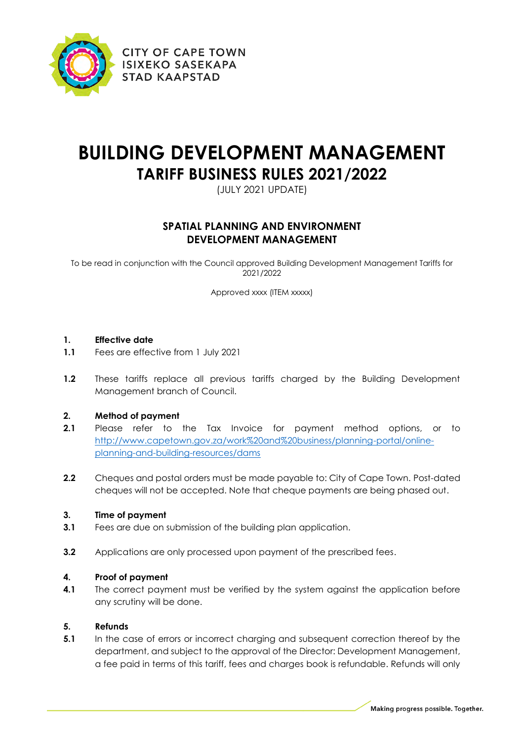CITY OF CAPE TOWN
ISIXEKO SASEKAPA
STAD KAAPSTAD

# BUILDING DEVELOPMENT MANAGEMENT
## TARIFF BUSINESS RULES 2021/2022

(JULY 2021 UPDATE)

### SPATIAL PLANNING AND ENVIRONMENT
### DEVELOPMENT MANAGEMENT

To be read in conjunction with the Council approved Building Development Management Tariffs for 2021/2022

Approved xxxx (ITEM xxxxx)

**1. Effective date**

**1.1** Fees are effective from 1 July 2021

**1.2** These tariffs replace all previous tariffs charged by the Building Development Management branch of Council.

**2. Method of payment**

**2.1** Please refer to the Tax Invoice for payment method options, or to http://www.capetown.gov.za/work%20and%20business/planning-portal/online-planning-and-building-resources/dams

**2.2** Cheques and postal orders must be made payable to: City of Cape Town. Post-dated cheques will not be accepted. Note that cheque payments are being phased out.

**3. Time of payment**

**3.1** Fees are due on submission of the building plan application.

**3.2** Applications are only processed upon payment of the prescribed fees.

**4. Proof of payment**

**4.1** The correct payment must be verified by the system against the application before any scrutiny will be done.

**5. Refunds**

**5.1** In the case of errors or incorrect charging and subsequent correction thereof by the department, and subject to the approval of the Director: Development Management, a fee paid in terms of this tariff, fees and charges book is refundable. Refunds will only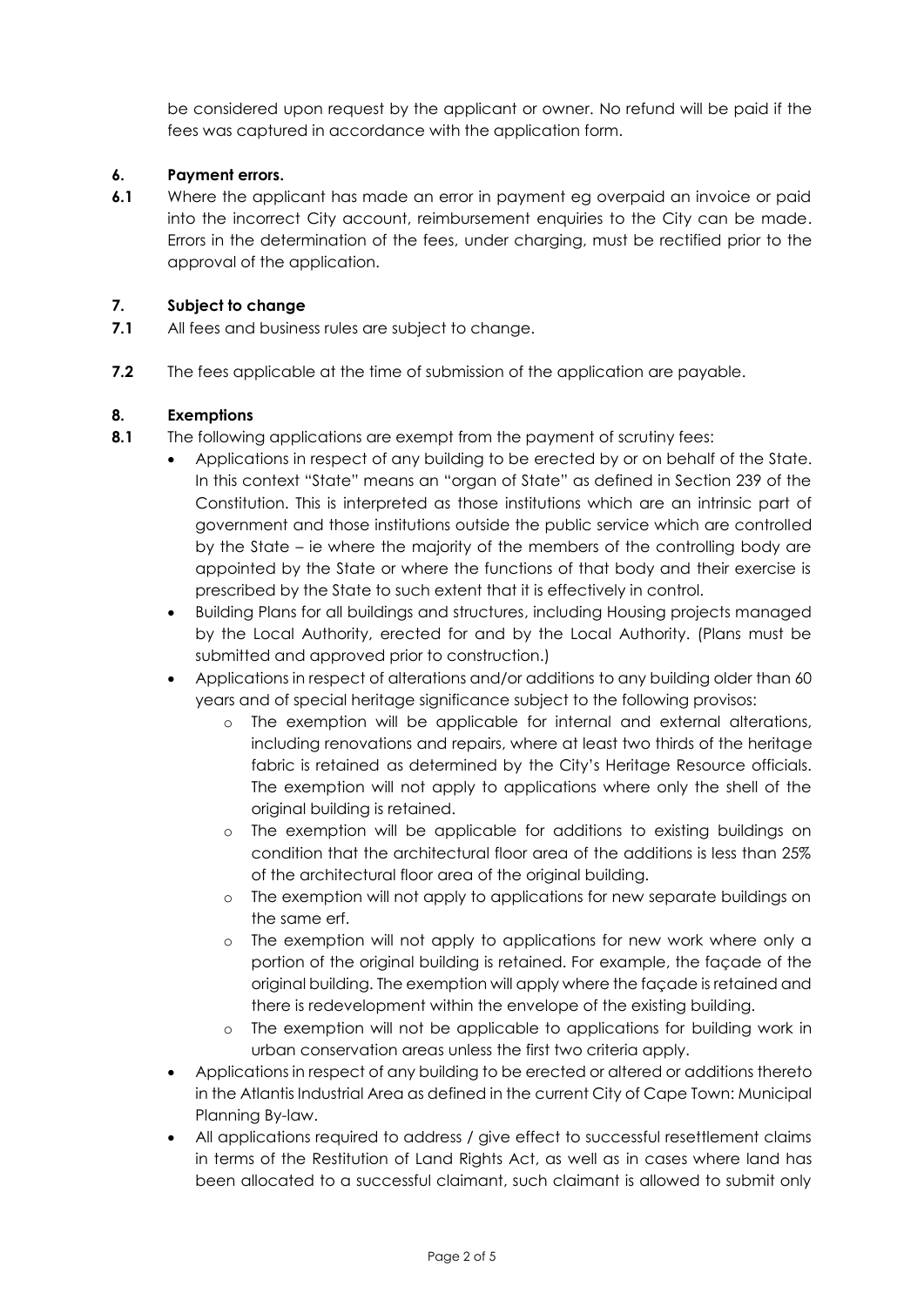be considered upon request by the applicant or owner. No refund will be paid if the fees was captured in accordance with the application form.

**6. Payment errors.**

**6.1** Where the applicant has made an error in payment eg overpaid an invoice or paid into the incorrect City account, reimbursement enquiries to the City can be made. Errors in the determination of the fees, under charging, must be rectified prior to the approval of the application.

**7. Subject to change**

**7.1** All fees and business rules are subject to change.

**7.2** The fees applicable at the time of submission of the application are payable.

**8. Exemptions**

**8.1** The following applications are exempt from the payment of scrutiny fees:

- Applications in respect of any building to be erected by or on behalf of the State. In this context "State" means an "organ of State" as defined in Section 239 of the Constitution. This is interpreted as those institutions which are an intrinsic part of government and those institutions outside the public service which are controlled by the State – ie where the majority of the members of the controlling body are appointed by the State or where the functions of that body and their exercise is prescribed by the State to such extent that it is effectively in control.
- Building Plans for all buildings and structures, including Housing projects managed by the Local Authority, erected for and by the Local Authority. (Plans must be submitted and approved prior to construction.)
- Applications in respect of alterations and/or additions to any building older than 60 years and of special heritage significance subject to the following provisos:
  - The exemption will be applicable for internal and external alterations, including renovations and repairs, where at least two thirds of the heritage fabric is retained as determined by the City's Heritage Resource officials. The exemption will not apply to applications where only the shell of the original building is retained.
  - The exemption will be applicable for additions to existing buildings on condition that the architectural floor area of the additions is less than 25% of the architectural floor area of the original building.
  - The exemption will not apply to applications for new separate buildings on the same erf.
  - The exemption will not apply to applications for new work where only a portion of the original building is retained. For example, the façade of the original building. The exemption will apply where the façade is retained and there is redevelopment within the envelope of the existing building.
  - The exemption will not be applicable to applications for building work in urban conservation areas unless the first two criteria apply.
- Applications in respect of any building to be erected or altered or additions thereto in the Atlantis Industrial Area as defined in the current City of Cape Town: Municipal Planning By-law.
- All applications required to address / give effect to successful resettlement claims in terms of the Restitution of Land Rights Act, as well as in cases where land has been allocated to a successful claimant, such claimant is allowed to submit only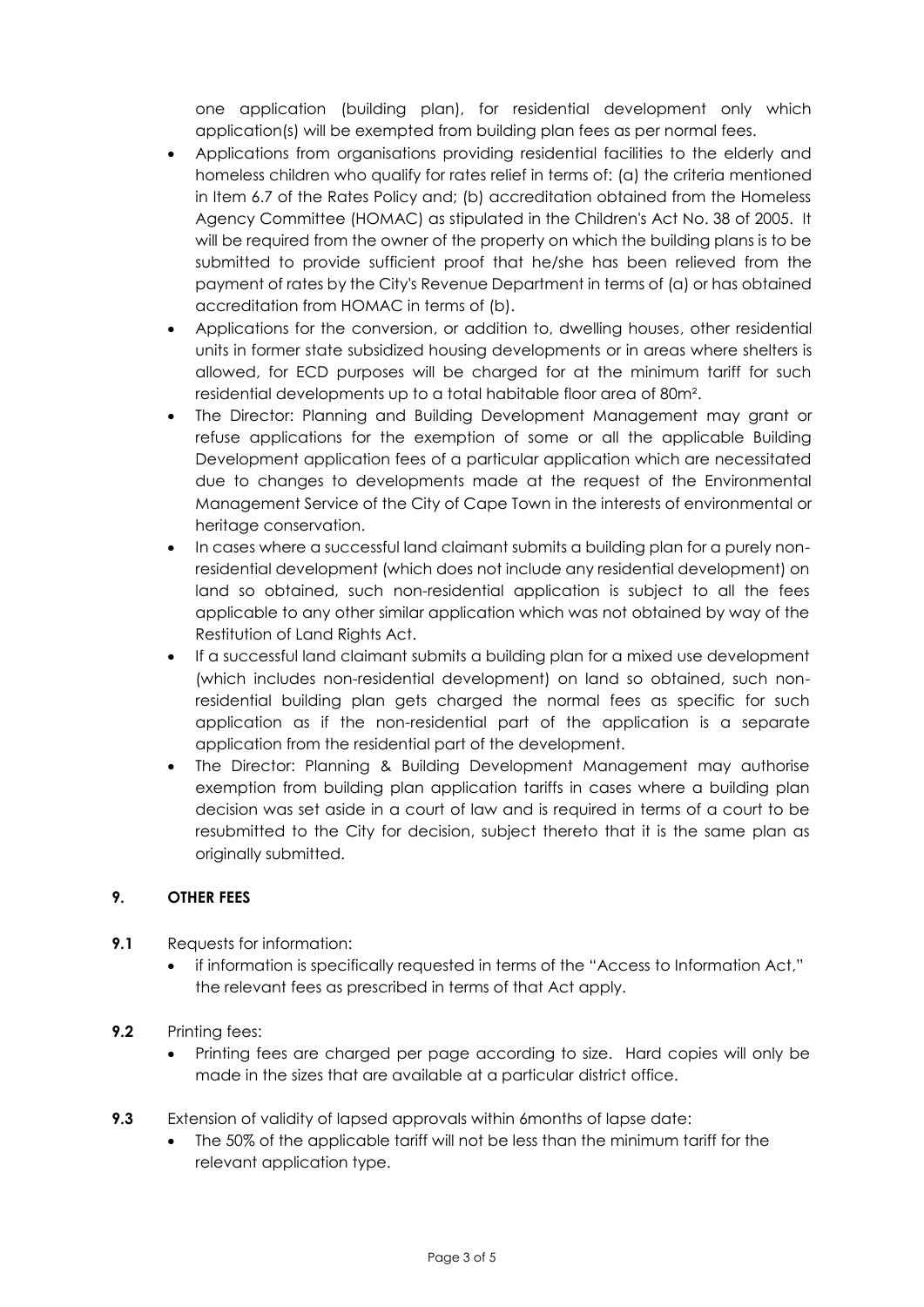one application (building plan), for residential development only which application(s) will be exempted from building plan fees as per normal fees.

- Applications from organisations providing residential facilities to the elderly and homeless children who qualify for rates relief in terms of: (a) the criteria mentioned in Item 6.7 of the Rates Policy and; (b) accreditation obtained from the Homeless Agency Committee (HOMAC) as stipulated in the Children's Act No. 38 of 2005. It will be required from the owner of the property on which the building plans is to be submitted to provide sufficient proof that he/she has been relieved from the payment of rates by the City's Revenue Department in terms of (a) or has obtained accreditation from HOMAC in terms of (b).
- Applications for the conversion, or addition to, dwelling houses, other residential units in former state subsidized housing developments or in areas where shelters is allowed, for ECD purposes will be charged for at the minimum tariff for such residential developments up to a total habitable floor area of 80m².
- The Director: Planning and Building Development Management may grant or refuse applications for the exemption of some or all the applicable Building Development application fees of a particular application which are necessitated due to changes to developments made at the request of the Environmental Management Service of the City of Cape Town in the interests of environmental or heritage conservation.
- In cases where a successful land claimant submits a building plan for a purely non-residential development (which does not include any residential development) on land so obtained, such non-residential application is subject to all the fees applicable to any other similar application which was not obtained by way of the Restitution of Land Rights Act.
- If a successful land claimant submits a building plan for a mixed use development (which includes non-residential development) on land so obtained, such non-residential building plan gets charged the normal fees as specific for such application as if the non-residential part of the application is a separate application from the residential part of the development.
- The Director: Planning & Building Development Management may authorise exemption from building plan application tariffs in cases where a building plan decision was set aside in a court of law and is required in terms of a court to be resubmitted to the City for decision, subject thereto that it is the same plan as originally submitted.

## 9. OTHER FEES

**9.1** Requests for information:

- if information is specifically requested in terms of the "Access to Information Act," the relevant fees as prescribed in terms of that Act apply.

**9.2** Printing fees:

- Printing fees are charged per page according to size. Hard copies will only be made in the sizes that are available at a particular district office.

**9.3** Extension of validity of lapsed approvals within 6months of lapse date:

- The 50% of the applicable tariff will not be less than the minimum tariff for the relevant application type.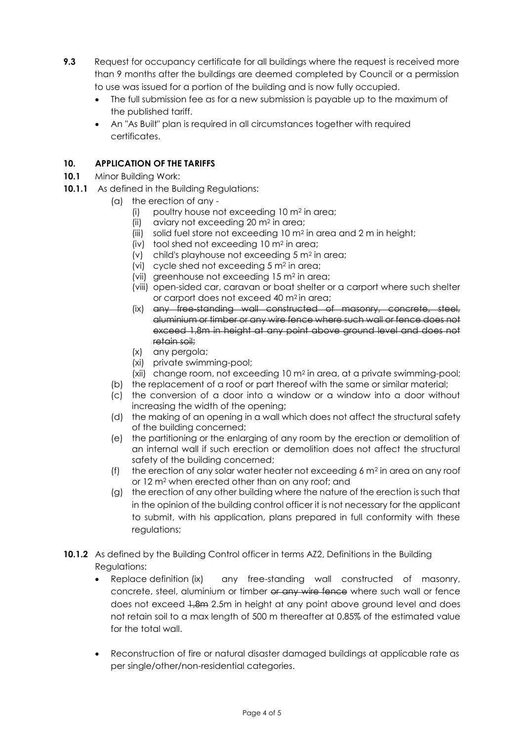**9.3** Request for occupancy certificate for all buildings where the request is received more than 9 months after the buildings are deemed completed by Council or a permission to use was issued for a portion of the building and is now fully occupied.

- The full submission fee as for a new submission is payable up to the maximum of the published tariff.
- An "As Built" plan is required in all circumstances together with required certificates.

## 10. APPLICATION OF THE TARIFFS

**10.1** Minor Building Work:

**10.1.1** As defined in the Building Regulations:

(a) the erection of any -

(i) poultry house not exceeding 10 $m^2$ in area;

(ii) aviary not exceeding 20 $m^2$ in area;

(iii) solid fuel store not exceeding 10 $m^2$ in area and 2 m in height;

(iv) tool shed not exceeding 10 $m^2$ in area;

(v) child's playhouse not exceeding 5 $m^2$ in area;

(vi) cycle shed not exceeding 5 $m^2$ in area;

(vii) greenhouse not exceeding 15 $m^2$ in area;

(viii) open-sided car, caravan or boat shelter or a carport where such shelter or carport does not exceed 40 $m^2$ in area;

(ix) ~~any free-standing wall constructed of masonry, concrete, steel, aluminium or timber or any wire fence where such wall or fence does not exceed 1,8m in height at any point above ground level and does not retain soil;~~

(x) any pergola;

(xi) private swimming-pool;

(xii) change room, not exceeding 10 $m^2$ in area, at a private swimming-pool;

(b) the replacement of a roof or part thereof with the same or similar material;

(c) the conversion of a door into a window or a window into a door without increasing the width of the opening;

(d) the making of an opening in a wall which does not affect the structural safety of the building concerned;

(e) the partitioning or the enlarging of any room by the erection or demolition of an internal wall if such erection or demolition does not affect the structural safety of the building concerned;

(f) the erection of any solar water heater not exceeding 6 $m^2$ in area on any roof or 12 $m^2$ when erected other than on any roof; and

(g) the erection of any other building where the nature of the erection is such that in the opinion of the building control officer it is not necessary for the applicant to submit, with his application, plans prepared in full conformity with these regulations;

**10.1.2** As defined by the Building Control officer in terms AZ2, Definitions in the Building Regulations:

- Replace definition (ix) any free-standing wall constructed of masonry, concrete, steel, aluminium or timber ~~or any wire fence~~ where such wall or fence does not exceed ~~1,8m~~ 2.5m in height at any point above ground level and does not retain soil to a max length of 500 m thereafter at 0.85% of the estimated value for the total wall.

- Reconstruction of fire or natural disaster damaged buildings at applicable rate as per single/other/non-residential categories.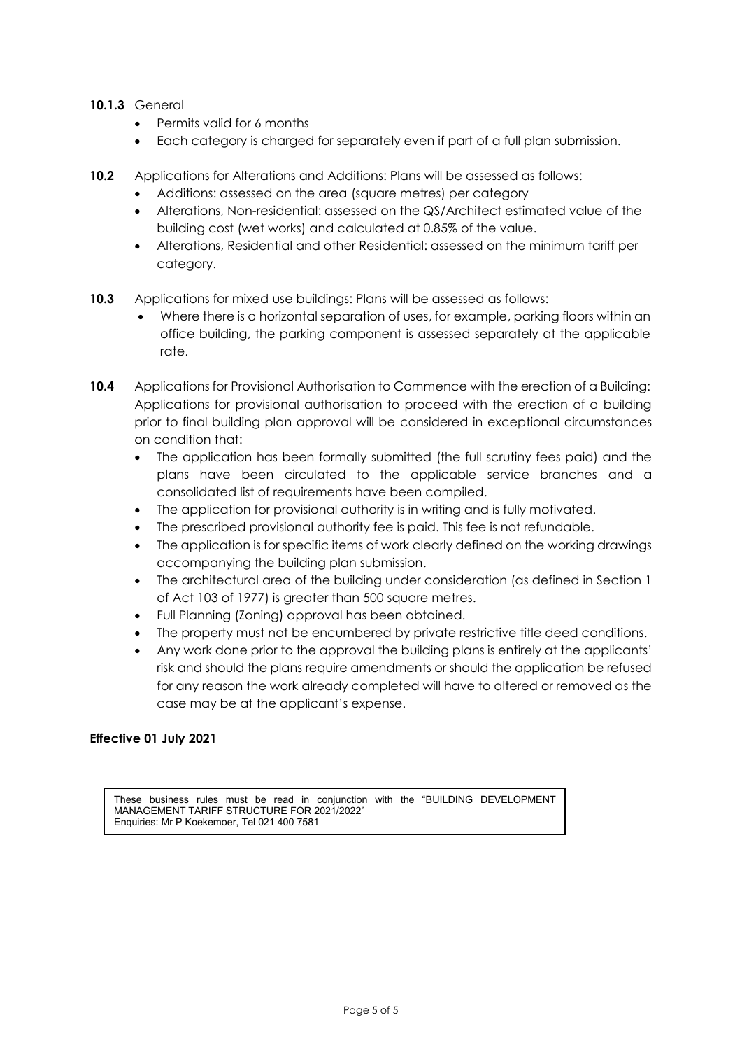**10.1.3** General

- Permits valid for 6 months
- Each category is charged for separately even if part of a full plan submission.

**10.2** Applications for Alterations and Additions: Plans will be assessed as follows:

- Additions: assessed on the area (square metres) per category
- Alterations, Non-residential: assessed on the QS/Architect estimated value of the building cost (wet works) and calculated at 0.85% of the value.
- Alterations, Residential and other Residential: assessed on the minimum tariff per category.

**10.3** Applications for mixed use buildings: Plans will be assessed as follows:

- Where there is a horizontal separation of uses, for example, parking floors within an office building, the parking component is assessed separately at the applicable rate.

**10.4** Applications for Provisional Authorisation to Commence with the erection of a Building: Applications for provisional authorisation to proceed with the erection of a building prior to final building plan approval will be considered in exceptional circumstances on condition that:

- The application has been formally submitted (the full scrutiny fees paid) and the plans have been circulated to the applicable service branches and a consolidated list of requirements have been compiled.
- The application for provisional authority is in writing and is fully motivated.
- The prescribed provisional authority fee is paid. This fee is not refundable.
- The application is for specific items of work clearly defined on the working drawings accompanying the building plan submission.
- The architectural area of the building under consideration (as defined in Section 1 of Act 103 of 1977) is greater than 500 square metres.
- Full Planning (Zoning) approval has been obtained.
- The property must not be encumbered by private restrictive title deed conditions.
- Any work done prior to the approval the building plans is entirely at the applicants' risk and should the plans require amendments or should the application be refused for any reason the work already completed will have to altered or removed as the case may be at the applicant's expense.

**Effective 01 July 2021**

These business rules must be read in conjunction with the "BUILDING DEVELOPMENT MANAGEMENT TARIFF STRUCTURE FOR 2021/2022"
Enquiries: Mr P Koekemoer, Tel 021 400 7581